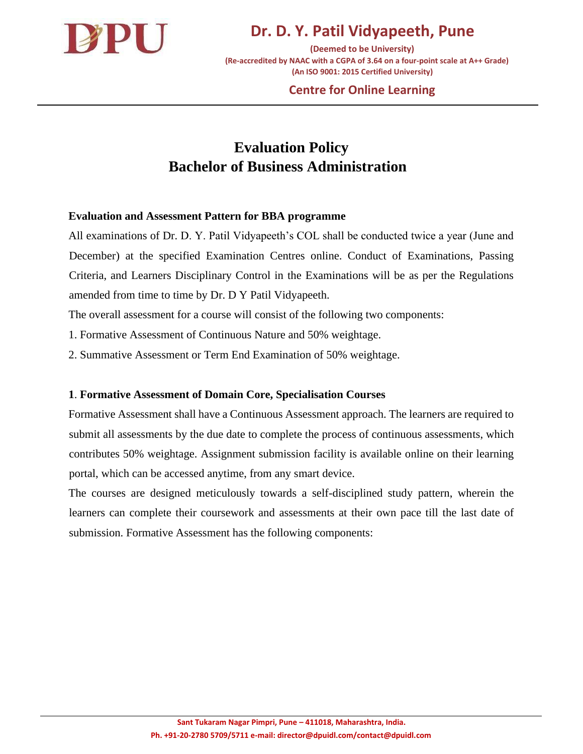# Evaluation Policy
# Bachelor of Business Administration

**Evaluation and Assessment Pattern for BBA programme**

All examinations of Dr. D. Y. Patil Vidyapeeth's COL shall be conducted twice a year (June and December) at the specified Examination Centres online. Conduct of Examinations, Passing Criteria, and Learners Disciplinary Control in the Examinations will be as per the Regulations amended from time to time by Dr. D Y Patil Vidyapeeth.

The overall assessment for a course will consist of the following two components:

1. Formative Assessment of Continuous Nature and 50% weightage.
2. Summative Assessment or Term End Examination of 50% weightage.

**1. Formative Assessment of Domain Core, Specialisation Courses**

Formative Assessment shall have a Continuous Assessment approach. The learners are required to submit all assessments by the due date to complete the process of continuous assessments, which contributes 50% weightage. Assignment submission facility is available online on their learning portal, which can be accessed anytime, from any smart device.

The courses are designed meticulously towards a self-disciplined study pattern, wherein the learners can complete their coursework and assessments at their own pace till the last date of submission. Formative Assessment has the following components: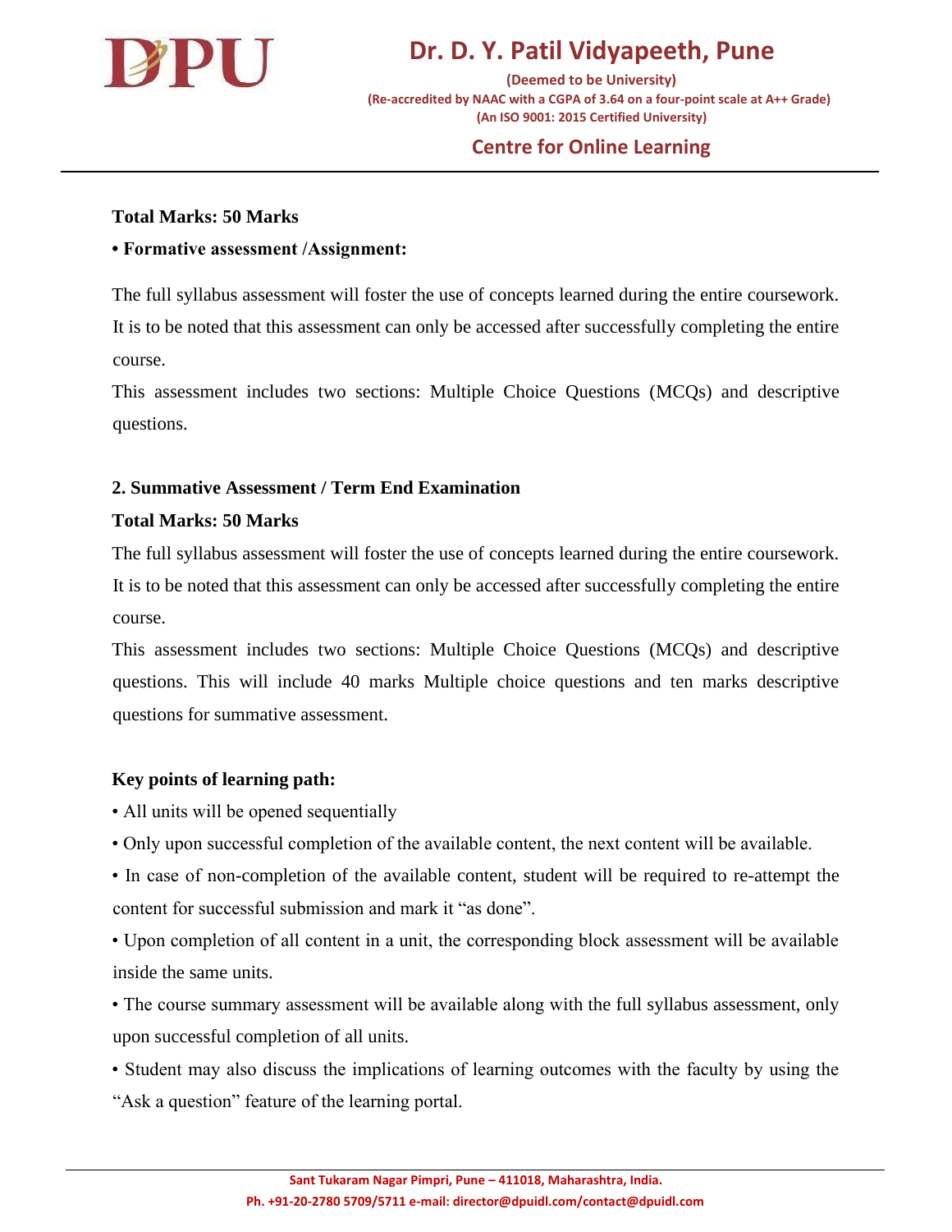**Total Marks: 50 Marks**

**• Formative assessment /Assignment:**

The full syllabus assessment will foster the use of concepts learned during the entire coursework. It is to be noted that this assessment can only be accessed after successfully completing the entire course.

This assessment includes two sections: Multiple Choice Questions (MCQs) and descriptive questions.

**2. Summative Assessment / Term End Examination**

**Total Marks: 50 Marks**

The full syllabus assessment will foster the use of concepts learned during the entire coursework. It is to be noted that this assessment can only be accessed after successfully completing the entire course.

This assessment includes two sections: Multiple Choice Questions (MCQs) and descriptive questions. This will include 40 marks Multiple choice questions and ten marks descriptive questions for summative assessment.

**Key points of learning path:**

- All units will be opened sequentially
- Only upon successful completion of the available content, the next content will be available.
- In case of non-completion of the available content, student will be required to re-attempt the content for successful submission and mark it "as done".
- Upon completion of all content in a unit, the corresponding block assessment will be available inside the same units.
- The course summary assessment will be available along with the full syllabus assessment, only upon successful completion of all units.
- Student may also discuss the implications of learning outcomes with the faculty by using the "Ask a question" feature of the learning portal.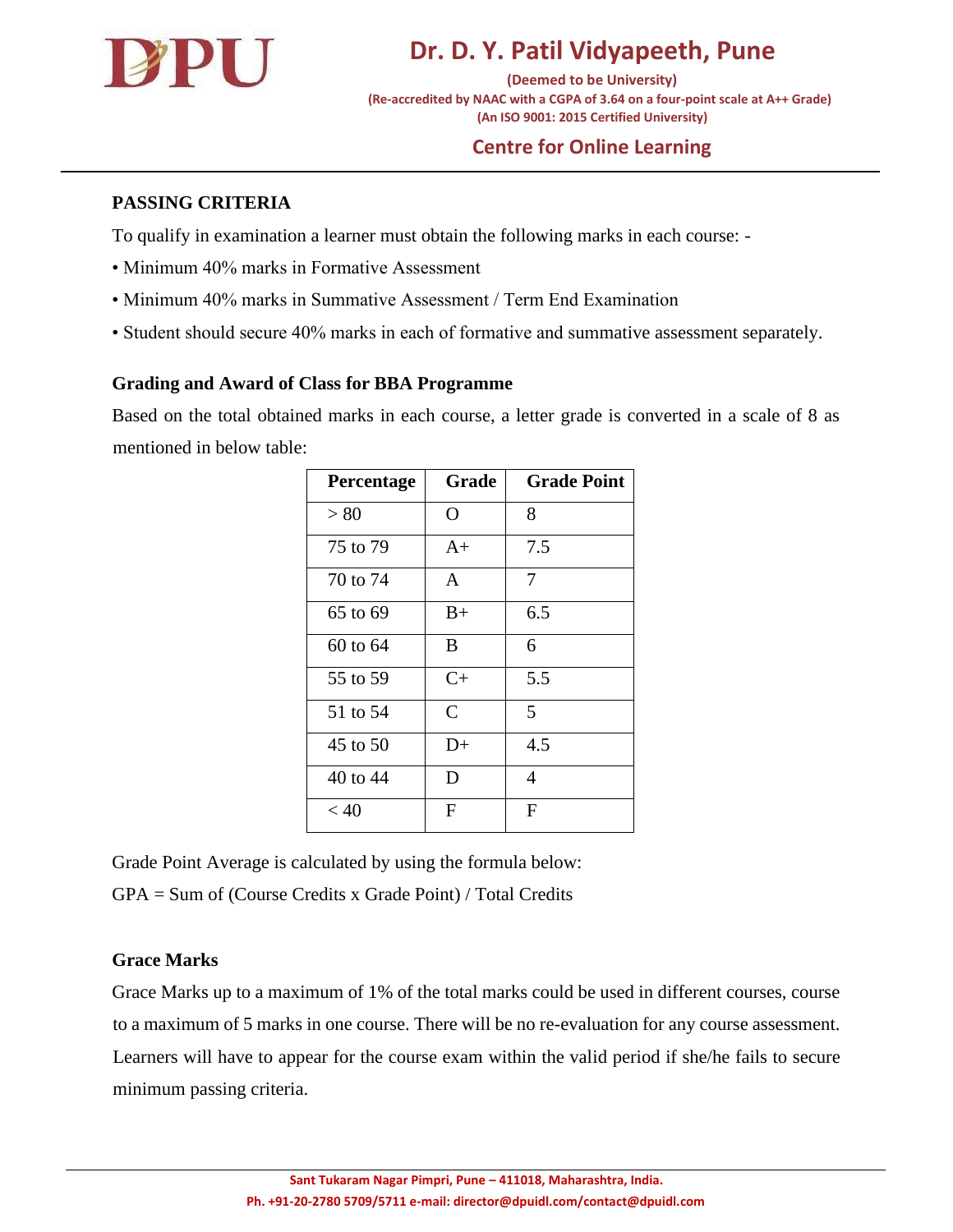### PASSING CRITERIA

To qualify in examination a learner must obtain the following marks in each course: -

- Minimum 40% marks in Formative Assessment
- Minimum 40% marks in Summative Assessment / Term End Examination
- Student should secure 40% marks in each of formative and summative assessment separately.

### Grading and Award of Class for BBA Programme

Based on the total obtained marks in each course, a letter grade is converted in a scale of 8 as mentioned in below table:

| Percentage | Grade | Grade Point |
|---|---|---|
| > 80 | O | 8 |
| 75 to 79 | A+ | 7.5 |
| 70 to 74 | A | 7 |
| 65 to 69 | B+ | 6.5 |
| 60 to 64 | B | 6 |
| 55 to 59 | C+ | 5.5 |
| 51 to 54 | C | 5 |
| 45 to 50 | D+ | 4.5 |
| 40 to 44 | D | 4 |
| < 40 | F | F |

Grade Point Average is calculated by using the formula below:

GPA = Sum of (Course Credits x Grade Point) / Total Credits

### Grace Marks

Grace Marks up to a maximum of 1% of the total marks could be used in different courses, course to a maximum of 5 marks in one course. There will be no re-evaluation for any course assessment. Learners will have to appear for the course exam within the valid period if she/he fails to secure minimum passing criteria.